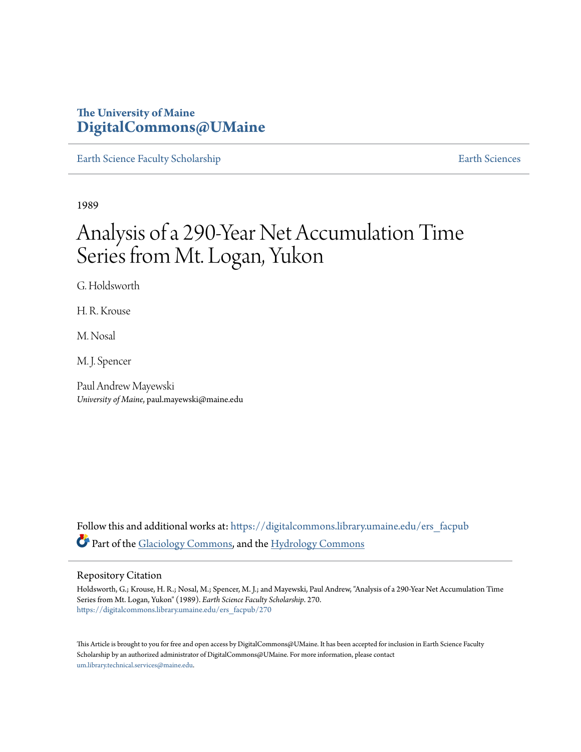The University of Maine
**DigitalCommons@UMaine**

Earth Science Faculty Scholarship | Earth Sciences

1989

# Analysis of a 290-Year Net Accumulation Time Series from Mt. Logan, Yukon

G. Holdsworth

H. R. Krouse

M. Nosal

M. J. Spencer

Paul Andrew Mayewski
*University of Maine*, paul.mayewski@maine.edu

Follow this and additional works at: https://digitalcommons.library.umaine.edu/ers_facpub

Part of the Glaciology Commons, and the Hydrology Commons

## Repository Citation

Holdsworth, G.; Krouse, H. R.; Nosal, M.; Spencer, M. J.; and Mayewski, Paul Andrew, "Analysis of a 290-Year Net Accumulation Time Series from Mt. Logan, Yukon" (1989). *Earth Science Faculty Scholarship*. 270.
https://digitalcommons.library.umaine.edu/ers_facpub/270

This Article is brought to you for free and open access by DigitalCommons@UMaine. It has been accepted for inclusion in Earth Science Faculty Scholarship by an authorized administrator of DigitalCommons@UMaine. For more information, please contact um.library.technical.services@maine.edu.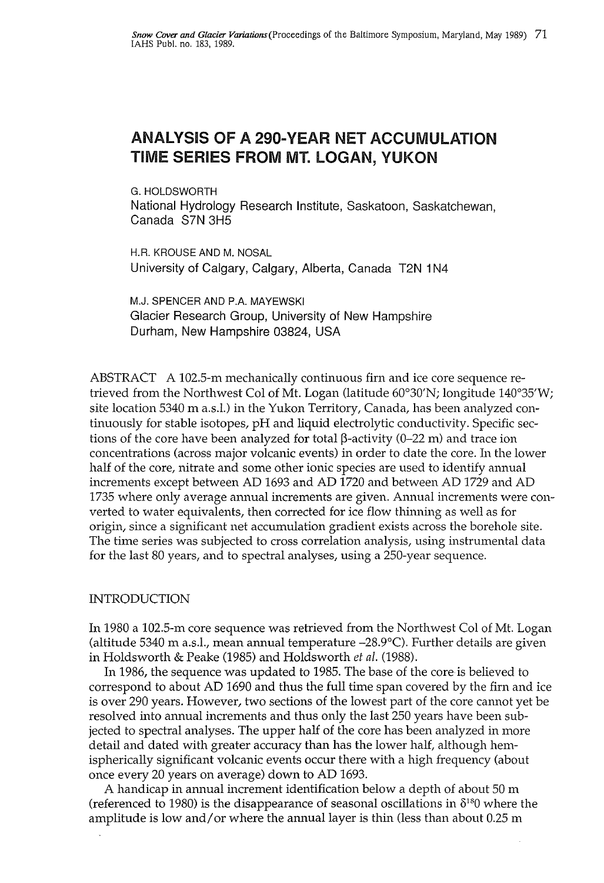# ANALYSIS OF A 290-YEAR NET ACCUMULATION TIME SERIES FROM MT. LOGAN, YUKON

G. HOLDSWORTH
National Hydrology Research Institute, Saskatoon, Saskatchewan, Canada S7N 3H5

H.R. KROUSE AND M. NOSAL
University of Calgary, Calgary, Alberta, Canada T2N 1N4

M.J. SPENCER AND P.A. MAYEWSKI
Glacier Research Group, University of New Hampshire
Durham, New Hampshire 03824, USA

ABSTRACT A 102.5-m mechanically continuous firn and ice core sequence retrieved from the Northwest Col of Mt. Logan (latitude 60°30'N; longitude 140°35'W; site location 5340 m a.s.l.) in the Yukon Territory, Canada, has been analyzed continuously for stable isotopes, pH and liquid electrolytic conductivity. Specific sections of the core have been analyzed for total β-activity (0–22 m) and trace ion concentrations (across major volcanic events) in order to date the core. In the lower half of the core, nitrate and some other ionic species are used to identify annual increments except between AD 1693 and AD 1720 and between AD 1729 and AD 1735 where only average annual increments are given. Annual increments were converted to water equivalents, then corrected for ice flow thinning as well as for origin, since a significant net accumulation gradient exists across the borehole site. The time series was subjected to cross correlation analysis, using instrumental data for the last 80 years, and to spectral analyses, using a 250-year sequence.

## INTRODUCTION

In 1980 a 102.5-m core sequence was retrieved from the Northwest Col of Mt. Logan (altitude 5340 m a.s.l., mean annual temperature −28.9°C). Further details are given in Holdsworth & Peake (1985) and Holdsworth *et al.* (1988).

In 1986, the sequence was updated to 1985. The base of the core is believed to correspond to about AD 1690 and thus the full time span covered by the firn and ice is over 290 years. However, two sections of the lowest part of the core cannot yet be resolved into annual increments and thus only the last 250 years have been subjected to spectral analyses. The upper half of the core has been analyzed in more detail and dated with greater accuracy than has the lower half, although hemispherically significant volcanic events occur there with a high frequency (about once every 20 years on average) down to AD 1693.

A handicap in annual increment identification below a depth of about 50 m (referenced to 1980) is the disappearance of seasonal oscillations in $\delta^{18}O$ where the amplitude is low and/or where the annual layer is thin (less than about 0.25 m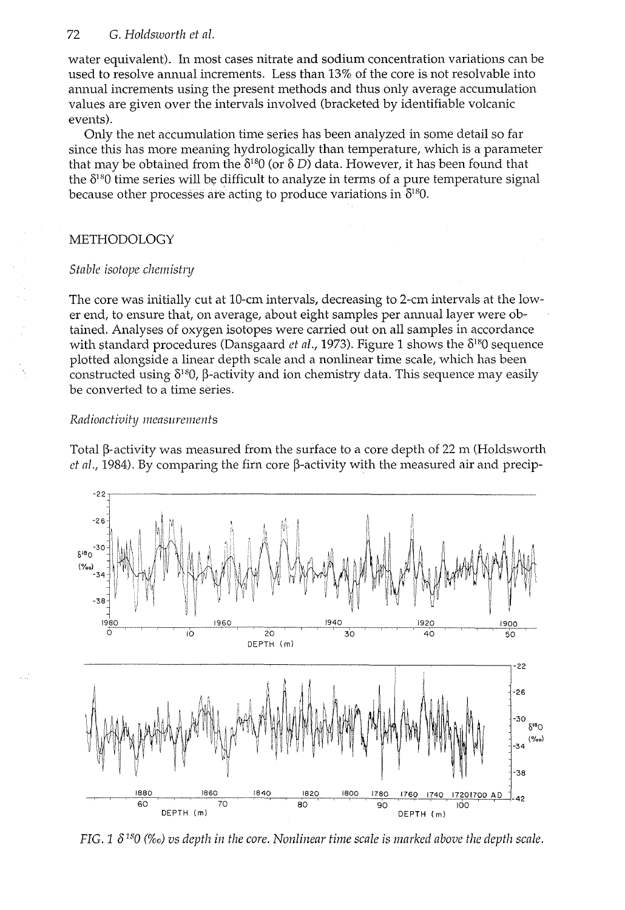water equivalent). In most cases nitrate and sodium concentration variations can be used to resolve annual increments. Less than 13% of the core is not resolvable into annual increments using the present methods and thus only average accumulation values are given over the intervals involved (bracketed by identifiable volcanic events).

Only the net accumulation time series has been analyzed in some detail so far since this has more meaning hydrologically than temperature, which is a parameter that may be obtained from the $\delta^{18}O$ (or $\delta D$) data. However, it has been found that the $\delta^{18}O$ time series will be difficult to analyze in terms of a pure temperature signal because other processes are acting to produce variations in $\delta^{18}O$.

## METHODOLOGY

### *Stable isotope chemistry*

The core was initially cut at 10-cm intervals, decreasing to 2-cm intervals at the lower end, to ensure that, on average, about eight samples per annual layer were obtained. Analyses of oxygen isotopes were carried out on all samples in accordance with standard procedures (Dansgaard *et al.*, 1973). Figure 1 shows the $\delta^{18}O$ sequence plotted alongside a linear depth scale and a nonlinear time scale, which has been constructed using $\delta^{18}O$, β-activity and ion chemistry data. This sequence may easily be converted to a time series.

### *Radioactivity measurements*

Total β-activity was measured from the surface to a core depth of 22 m (Holdsworth *et al.*, 1984). By comparing the firn core β-activity with the measured air and precip-

*FIG. 1 $\delta^{18}O$ (‰) vs depth in the core. Nonlinear time scale is marked above the depth scale.*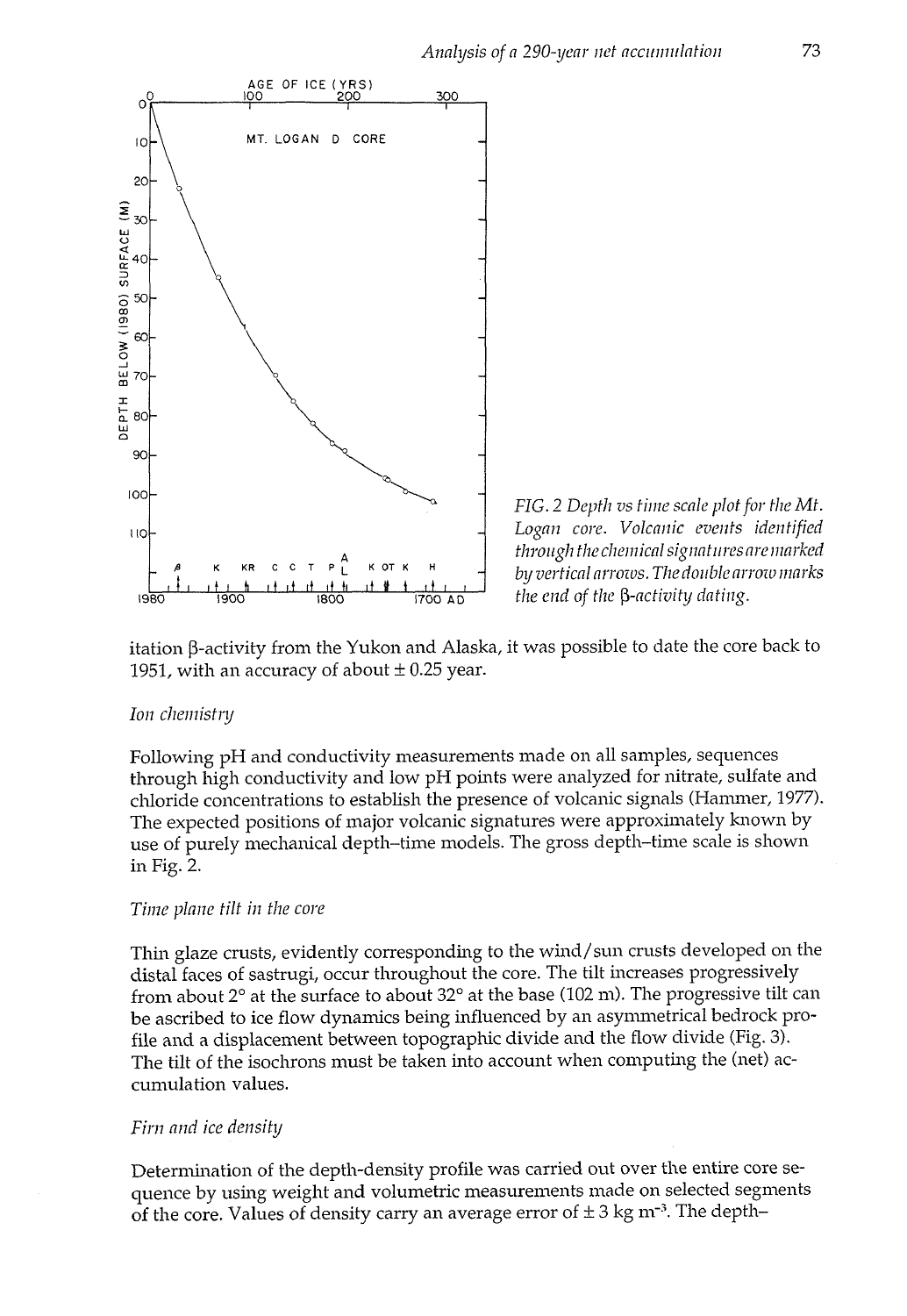FIG. 2 Depth vs time scale plot for the Mt. Logan core. Volcanic events identified through the chemical signatures are marked by vertical arrows. The double arrow marks the end of the β-activity dating.

itation β-activity from the Yukon and Alaska, it was possible to date the core back to 1951, with an accuracy of about ± 0.25 year.

*Ion chemistry*

Following pH and conductivity measurements made on all samples, sequences through high conductivity and low pH points were analyzed for nitrate, sulfate and chloride concentrations to establish the presence of volcanic signals (Hammer, 1977). The expected positions of major volcanic signatures were approximately known by use of purely mechanical depth–time models. The gross depth–time scale is shown in Fig. 2.

*Time plane tilt in the core*

Thin glaze crusts, evidently corresponding to the wind/sun crusts developed on the distal faces of sastrugi, occur throughout the core. The tilt increases progressively from about 2° at the surface to about 32° at the base (102 m). The progressive tilt can be ascribed to ice flow dynamics being influenced by an asymmetrical bedrock profile and a displacement between topographic divide and the flow divide (Fig. 3). The tilt of the isochrons must be taken into account when computing the (net) accumulation values.

*Firn and ice density*

Determination of the depth-density profile was carried out over the entire core sequence by using weight and volumetric measurements made on selected segments of the core. Values of density carry an average error of ± 3 kg m$^{-3}$. The depth–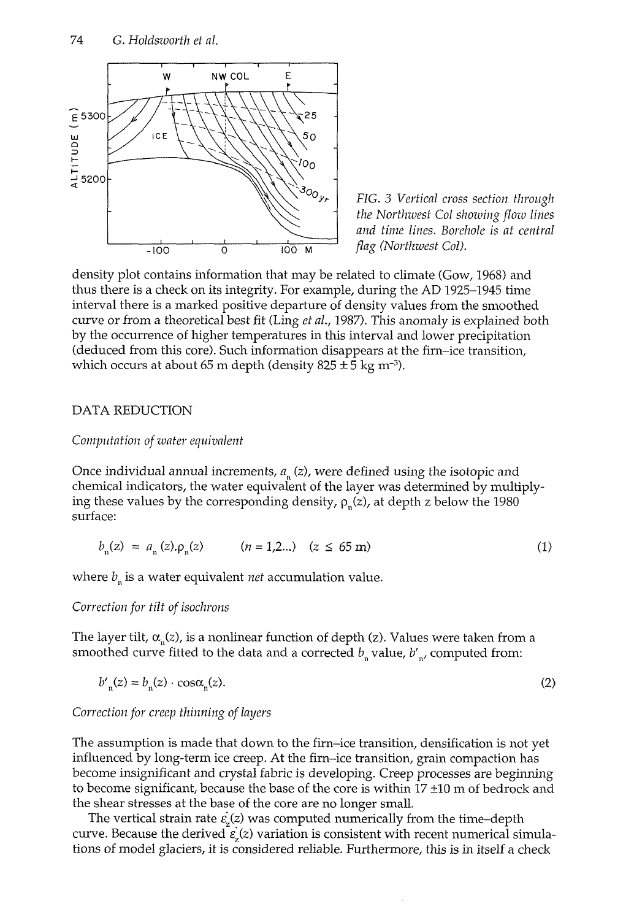FIG. 3 Vertical cross section through the Northwest Col showing flow lines and time lines. Borehole is at central flag (Northwest Col).

density plot contains information that may be related to climate (Gow, 1968) and thus there is a check on its integrity. For example, during the AD 1925–1945 time interval there is a marked positive departure of density values from the smoothed curve or from a theoretical best fit (Ling *et al.*, 1987). This anomaly is explained both by the occurrence of higher temperatures in this interval and lower precipitation (deduced from this core). Such information disappears at the firn–ice transition, which occurs at about 65 m depth (density 825 ± 5 kg m$^{-3}$).

## DATA REDUCTION

### *Computation of water equivalent*

Once individual annual increments, $a_n(z)$, were defined using the isotopic and chemical indicators, the water equivalent of the layer was determined by multiplying these values by the corresponding density, $\rho_n(z)$, at depth z below the 1980 surface:

$$b_n(z) = a_n(z).\rho_n(z) \qquad (n = 1,2...) \quad (z \leq 65 \text{ m}) \tag{1}$$

where $b_n$ is a water equivalent *net* accumulation value.

### *Correction for tilt of isochrons*

The layer tilt, $\alpha_n(z)$, is a nonlinear function of depth (z). Values were taken from a smoothed curve fitted to the data and a corrected $b_n$ value, $b'_n$, computed from:

$$b'_n(z) = b_n(z) \cdot \cos\alpha_n(z). \tag{2}$$

### *Correction for creep thinning of layers*

The assumption is made that down to the firn–ice transition, densification is not yet influenced by long-term ice creep. At the firn–ice transition, grain compaction has become insignificant and crystal fabric is developing. Creep processes are beginning to become significant, because the base of the core is within 17 ±10 m of bedrock and the shear stresses at the base of the core are no longer small.

The vertical strain rate $\dot{\varepsilon}_z(z)$ was computed numerically from the time–depth curve. Because the derived $\dot{\varepsilon}_z(z)$ variation is consistent with recent numerical simulations of model glaciers, it is considered reliable. Furthermore, this is in itself a check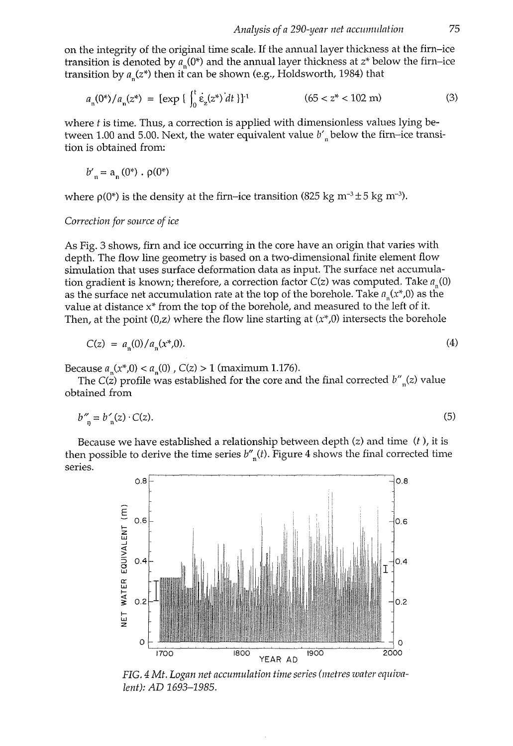on the integrity of the original time scale. If the annual layer thickness at the firn–ice transition is denoted by $a_n(0^*)$ and the annual layer thickness at $z^*$ below the firn–ice transition by $a_n(z^*)$ then it can be shown (e.g., Holdsworth, 1984) that

$$a_n(0^*)/a_n(z^*) = [\exp\{\int_0^t \dot{\varepsilon}_z(z^*)\,dt\}]^{-1} \qquad (65 < z^* < 102 \text{ m}) \tag{3}$$

where $t$ is time. Thus, a correction is applied with dimensionless values lying between 1.00 and 5.00. Next, the water equivalent value $b'_n$ below the firn–ice transition is obtained from:

$$b'_n = a_n(0^*) \cdot \rho(0^*)$$

where $\rho(0^*)$ is the density at the firn–ice transition (825 kg m$^{-3}$ ± 5 kg m$^{-3}$).

*Correction for source of ice*

As Fig. 3 shows, firn and ice occurring in the core have an origin that varies with depth. The flow line geometry is based on a two-dimensional finite element flow simulation that uses surface deformation data as input. The surface net accumulation gradient is known; therefore, a correction factor $C(z)$ was computed. Take $a_n(0)$ as the surface net accumulation rate at the top of the borehole. Take $a_n(x^*,0)$ as the value at distance $x^*$ from the top of the borehole, and measured to the left of it. Then, at the point $(0,z)$ where the flow line starting at $(x^*,0)$ intersects the borehole

$$C(z) = a_n(0)/a_n(x^*,0). \tag{4}$$

Because $a_n(x^*,0) < a_n(0)$, $C(z) > 1$ (maximum 1.176).

The $C(z)$ profile was established for the core and the final corrected $b''_n(z)$ value obtained from

$$b''_n = b'_n(z) \cdot C(z). \tag{5}$$

Because we have established a relationship between depth ($z$) and time ($t$), it is then possible to derive the time series $b''_n(t)$. Figure 4 shows the final corrected time series.

*FIG. 4 Mt. Logan net accumulation time series (metres water equivalent): AD 1693–1985.*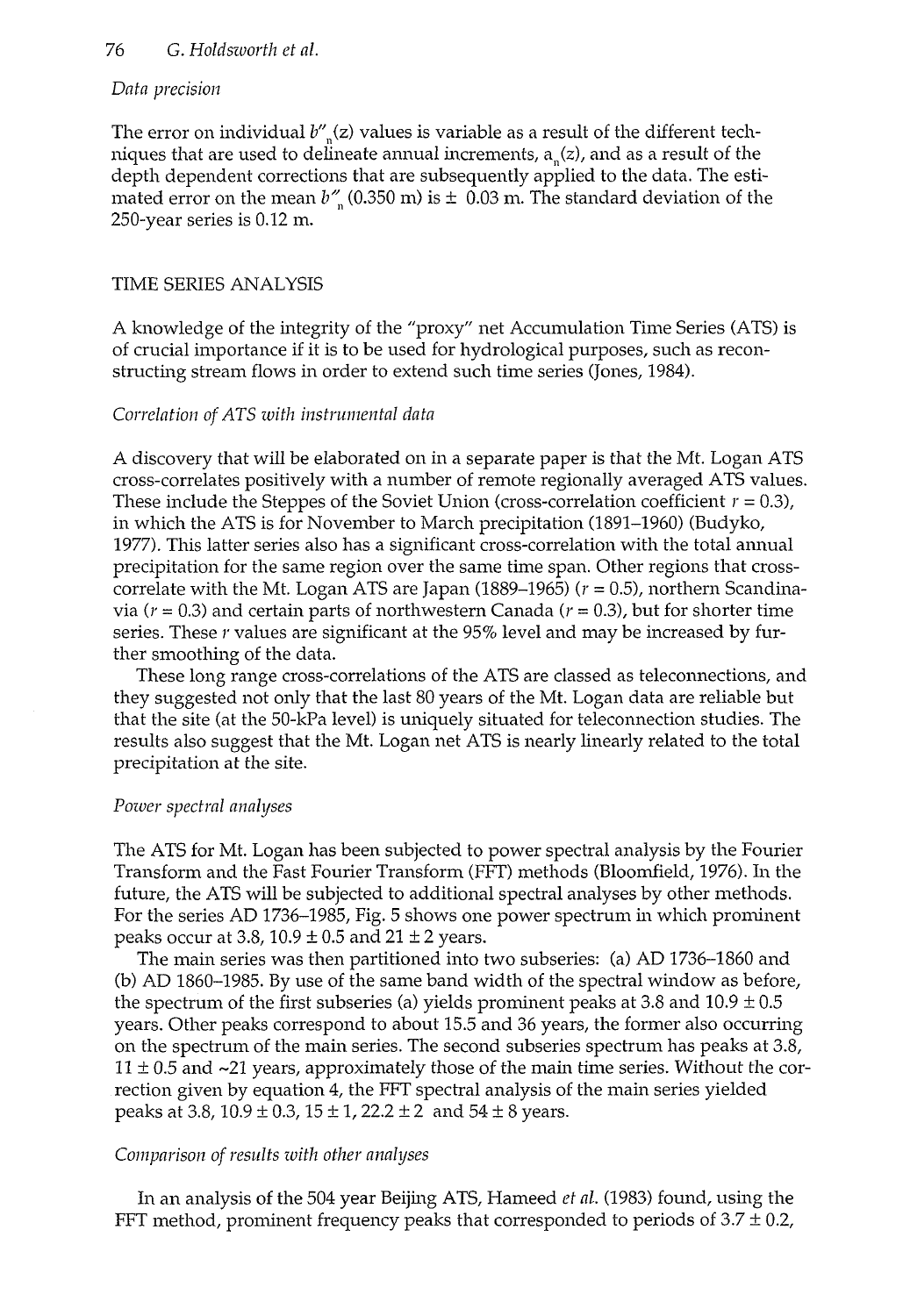*Data precision*

The error on individual $b''_n(z)$ values is variable as a result of the different techniques that are used to delineate annual increments, $a_n(z)$, and as a result of the depth dependent corrections that are subsequently applied to the data. The estimated error on the mean $b''_n$ (0.350 m) is ± 0.03 m. The standard deviation of the 250-year series is 0.12 m.

## TIME SERIES ANALYSIS

A knowledge of the integrity of the "proxy" net Accumulation Time Series (ATS) is of crucial importance if it is to be used for hydrological purposes, such as reconstructing stream flows in order to extend such time series (Jones, 1984).

*Correlation of ATS with instrumental data*

A discovery that will be elaborated on in a separate paper is that the Mt. Logan ATS cross-correlates positively with a number of remote regionally averaged ATS values. These include the Steppes of the Soviet Union (cross-correlation coefficient $r = 0.3$), in which the ATS is for November to March precipitation (1891–1960) (Budyko, 1977). This latter series also has a significant cross-correlation with the total annual precipitation for the same region over the same time span. Other regions that cross-correlate with the Mt. Logan ATS are Japan (1889–1965) ($r = 0.5$), northern Scandinavia ($r = 0.3$) and certain parts of northwestern Canada ($r = 0.3$), but for shorter time series. These $r$ values are significant at the 95% level and may be increased by further smoothing of the data.

These long range cross-correlations of the ATS are classed as teleconnections, and they suggested not only that the last 80 years of the Mt. Logan data are reliable but that the site (at the 50-kPa level) is uniquely situated for teleconnection studies. The results also suggest that the Mt. Logan net ATS is nearly linearly related to the total precipitation at the site.

*Power spectral analyses*

The ATS for Mt. Logan has been subjected to power spectral analysis by the Fourier Transform and the Fast Fourier Transform (FFT) methods (Bloomfield, 1976). In the future, the ATS will be subjected to additional spectral analyses by other methods. For the series AD 1736–1985, Fig. 5 shows one power spectrum in which prominent peaks occur at 3.8, 10.9 ± 0.5 and 21 ± 2 years.

The main series was then partitioned into two subseries: (a) AD 1736–1860 and (b) AD 1860–1985. By use of the same band width of the spectral window as before, the spectrum of the first subseries (a) yields prominent peaks at 3.8 and 10.9 ± 0.5 years. Other peaks correspond to about 15.5 and 36 years, the former also occurring on the spectrum of the main series. The second subseries spectrum has peaks at 3.8, 11 ± 0.5 and ~21 years, approximately those of the main time series. Without the correction given by equation 4, the FFT spectral analysis of the main series yielded peaks at 3.8, 10.9 ± 0.3, 15 ± 1, 22.2 ± 2 and 54 ± 8 years.

*Comparison of results with other analyses*

In an analysis of the 504 year Beijing ATS, Hameed *et al.* (1983) found, using the FFT method, prominent frequency peaks that corresponded to periods of 3.7 ± 0.2,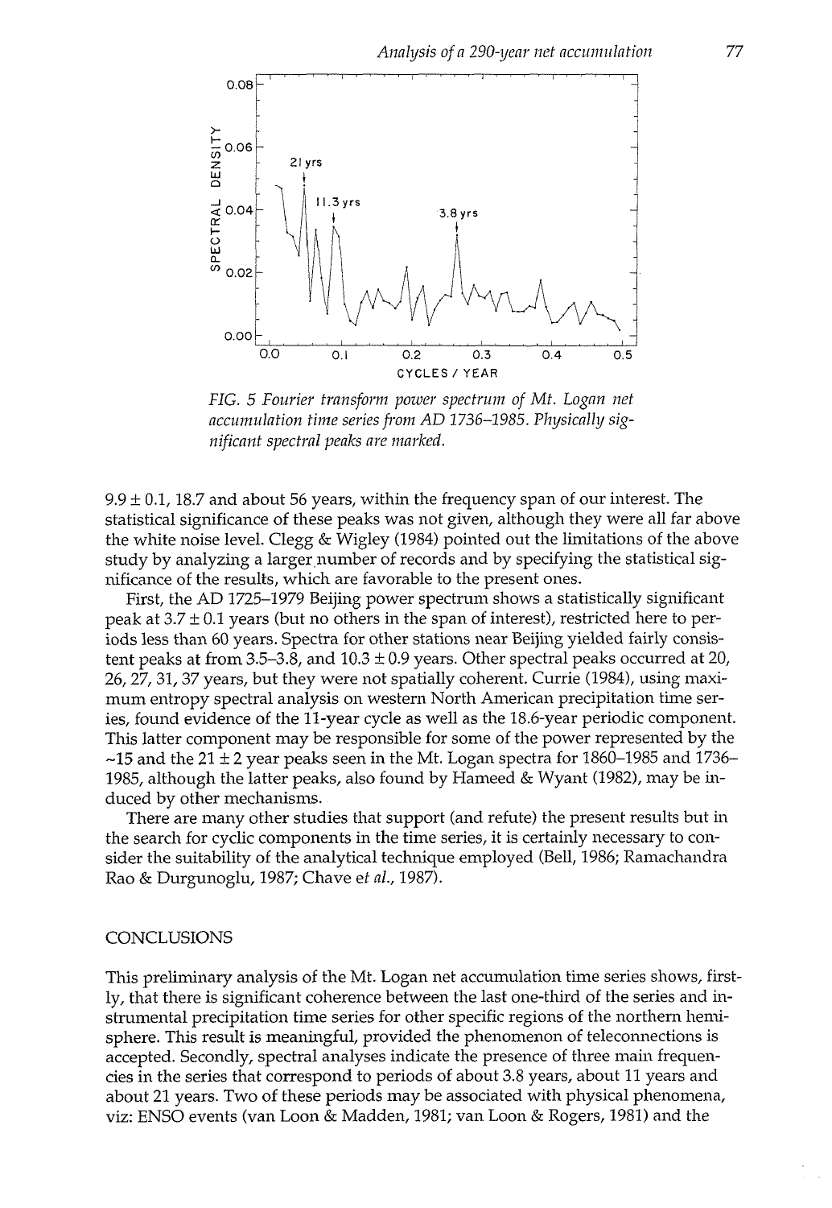FIG. 5 *Fourier transform power spectrum of Mt. Logan net accumulation time series from AD 1736–1985. Physically significant spectral peaks are marked.*

9.9 ± 0.1, 18.7 and about 56 years, within the frequency span of our interest. The statistical significance of these peaks was not given, although they were all far above the white noise level. Clegg & Wigley (1984) pointed out the limitations of the above study by analyzing a larger number of records and by specifying the statistical significance of the results, which are favorable to the present ones.

First, the AD 1725–1979 Beijing power spectrum shows a statistically significant peak at 3.7 ± 0.1 years (but no others in the span of interest), restricted here to periods less than 60 years. Spectra for other stations near Beijing yielded fairly consistent peaks at from 3.5–3.8, and 10.3 ± 0.9 years. Other spectral peaks occurred at 20, 26, 27, 31, 37 years, but they were not spatially coherent. Currie (1984), using maximum entropy spectral analysis on western North American precipitation time series, found evidence of the 11-year cycle as well as the 18.6-year periodic component. This latter component may be responsible for some of the power represented by the ~15 and the 21 ± 2 year peaks seen in the Mt. Logan spectra for 1860–1985 and 1736–1985, although the latter peaks, also found by Hameed & Wyant (1982), may be induced by other mechanisms.

There are many other studies that support (and refute) the present results but in the search for cyclic components in the time series, it is certainly necessary to consider the suitability of the analytical technique employed (Bell, 1986; Ramachandra Rao & Durgunoglu, 1987; Chave *et al.*, 1987).

## CONCLUSIONS

This preliminary analysis of the Mt. Logan net accumulation time series shows, firstly, that there is significant coherence between the last one-third of the series and instrumental precipitation time series for other specific regions of the northern hemisphere. This result is meaningful, provided the phenomenon of teleconnections is accepted. Secondly, spectral analyses indicate the presence of three main frequencies in the series that correspond to periods of about 3.8 years, about 11 years and about 21 years. Two of these periods may be associated with physical phenomena, viz: ENSO events (van Loon & Madden, 1981; van Loon & Rogers, 1981) and the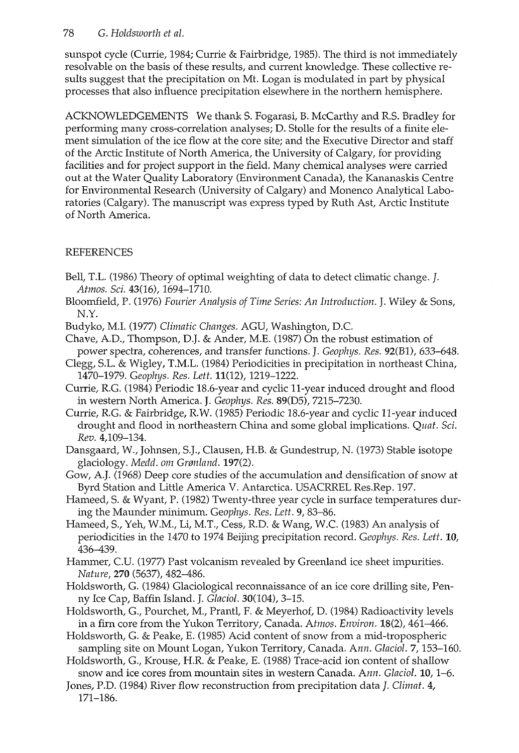sunspot cycle (Currie, 1984; Currie & Fairbridge, 1985). The third is not immediately resolvable on the basis of these results, and current knowledge. These collective results suggest that the precipitation on Mt. Logan is modulated in part by physical processes that also influence precipitation elsewhere in the northern hemisphere.

ACKNOWLEDGEMENTS We thank S. Fogarasi, B. McCarthy and R.S. Bradley for performing many cross-correlation analyses; D. Stolle for the results of a finite element simulation of the ice flow at the core site; and the Executive Director and staff of the Arctic Institute of North America, the University of Calgary, for providing facilities and for project support in the field. Many chemical analyses were carried out at the Water Quality Laboratory (Environment Canada), the Kananaskis Centre for Environmental Research (University of Calgary) and Monenco Analytical Laboratories (Calgary). The manuscript was express typed by Ruth Ast, Arctic Institute of North America.

## REFERENCES

Bell, T.L. (1986) Theory of optimal weighting of data to detect climatic change. *J. Atmos. Sci.* **43**(16), 1694–1710.

Bloomfield, P. (1976) *Fourier Analysis of Time Series: An Introduction*. J. Wiley & Sons, N.Y.

Budyko, M.I. (1977) *Climatic Changes*. AGU, Washington, D.C.

Chave, A.D., Thompson, D.J. & Ander, M.E. (1987) On the robust estimation of power spectra, coherences, and transfer functions. J. *Geophys. Res.* **92**(B1), 633–648.

Clegg, S.L. & Wigley, T.M.L. (1984) Periodicities in precipitation in northeast China, 1470–1979. *Geophys. Res. Lett.* **11**(12), 1219–1222.

Currie, R.G. (1984) Periodic 18.6-year and cyclic 11-year induced drought and flood in western North America. J. *Geophys. Res.* **89**(D5), 7215–7230.

Currie, R.G. & Fairbridge, R.W. (1985) Periodic 18.6-year and cyclic 11-year induced drought and flood in northeastern China and some global implications. *Quat. Sci. Rev.* **4**,109–134.

Dansgaard, W., Johnsen, S.J., Clausen, H.B. & Gundestrup, N. (1973) Stable isotope glaciology. *Medd. om Grønland*. **197**(2).

Gow, A.J. (1968) Deep core studies of the accumulation and densification of snow at Byrd Station and Little America V. Antarctica. USACRREL Res.Rep. 197.

Hameed, S. & Wyant, P. (1982) Twenty-three year cycle in surface temperatures during the Maunder minimum. *Geophys. Res. Lett.* **9**, 83–86.

Hameed, S., Yeh, W.M., Li, M.T., Cess, R.D. & Wang, W.C. (1983) An analysis of periodicities in the 1470 to 1974 Beijing precipitation record. *Geophys. Res. Lett.* **10**, 436–439.

Hammer, C.U. (1977) Past volcanism revealed by Greenland ice sheet impurities. *Nature*, **270** (5637), 482–486.

Holdsworth, G. (1984) Glaciological reconnaissance of an ice core drilling site, Penny Ice Cap, Baffin Island. J. *Glaciol.* **30**(104), 3–15.

Holdsworth, G., Pourchet, M., Prantl, F. & Meyerhof, D. (1984) Radioactivity levels in a firn core from the Yukon Territory, Canada. *Atmos. Environ.* **18**(2), 461–466.

Holdsworth, G. & Peake, E. (1985) Acid content of snow from a mid-tropospheric sampling site on Mount Logan, Yukon Territory, Canada. *Ann. Glaciol.* **7**, 153–160.

Holdsworth, G., Krouse, H.R. & Peake, E. (1988) Trace-acid ion content of shallow snow and ice cores from mountain sites in western Canada. *Ann. Glaciol.* **10**, 1–6.

Jones, P.D. (1984) River flow reconstruction from precipitation data *J. Climat.* **4**, 171–186.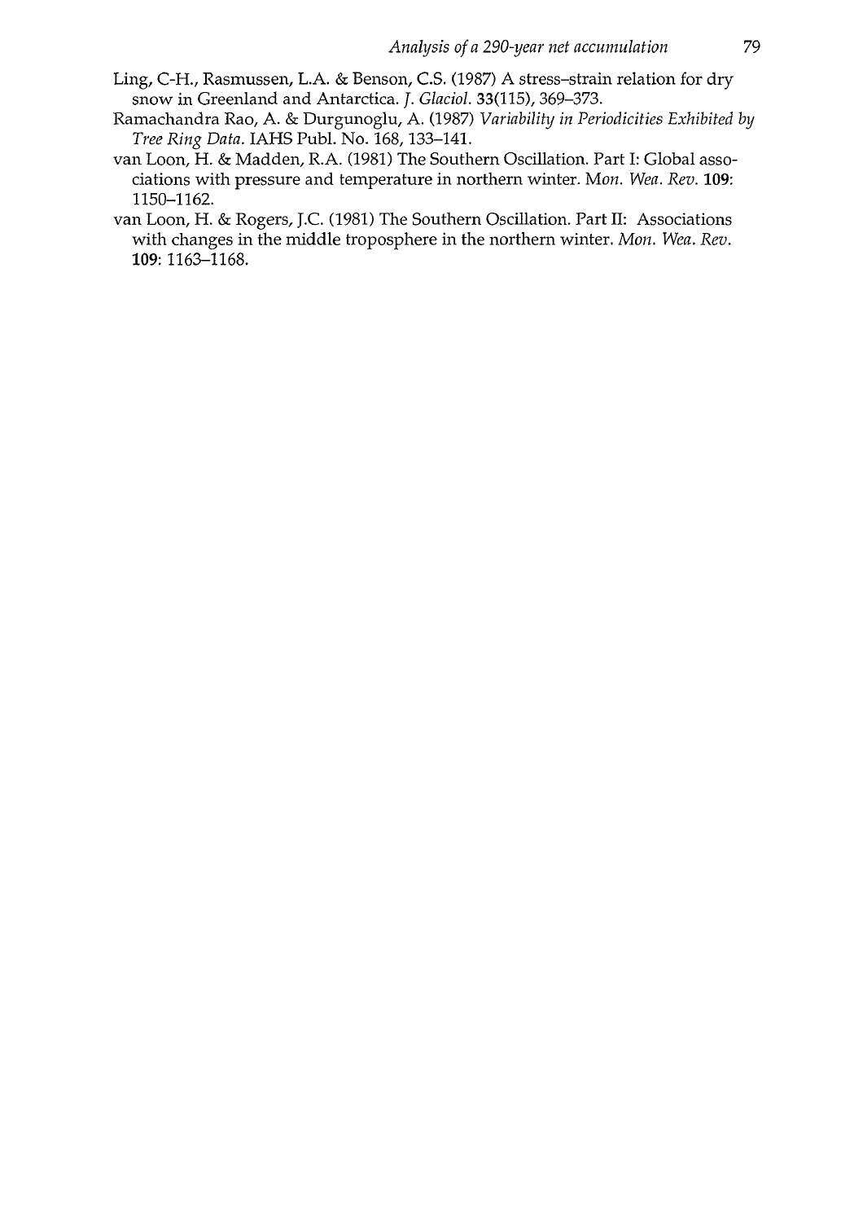Ling, C-H., Rasmussen, L.A. & Benson, C.S. (1987) A stress–strain relation for dry snow in Greenland and Antarctica. *J. Glaciol.* **33**(115), 369–373.

Ramachandra Rao, A. & Durgunoglu, A. (1987) *Variability in Periodicities Exhibited by Tree Ring Data.* IAHS Publ. No. 168, 133–141.

van Loon, H. & Madden, R.A. (1981) The Southern Oscillation. Part I: Global associations with pressure and temperature in northern winter. *Mon. Wea. Rev.* **109**: 1150–1162.

van Loon, H. & Rogers, J.C. (1981) The Southern Oscillation. Part II: Associations with changes in the middle troposphere in the northern winter. *Mon. Wea. Rev.* **109**: 1163–1168.